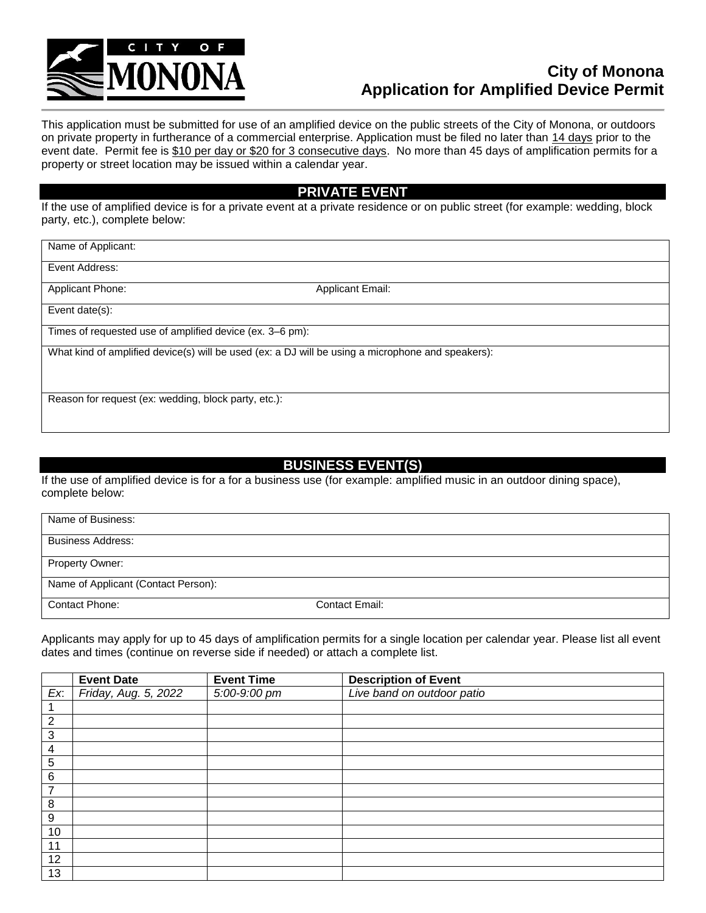# City of Monona
## Application for Amplified Device Permit

This application must be submitted for use of an amplified device on the public streets of the City of Monona, or outdoors on private property in furtherance of a commercial enterprise. Application must be filed no later than 14 days prior to the event date. Permit fee is $10 per day or $20 for 3 consecutive days. No more than 45 days of amplification permits for a property or street location may be issued within a calendar year.

## PRIVATE EVENT

If the use of amplified device is for a private event at a private residence or on public street (for example: wedding, block party, etc.), complete below:

| Name of Applicant: | |
|---|---|
| Event Address: | |
| Applicant Phone: | Applicant Email: |
| Event date(s): | |
| Times of requested use of amplified device (ex. 3–6 pm): | |
| What kind of amplified device(s) will be used (ex: a DJ will be using a microphone and speakers): | |
| Reason for request (ex: wedding, block party, etc.): | |

## BUSINESS EVENT(S)

If the use of amplified device is for a for a business use (for example: amplified music in an outdoor dining space), complete below:

| Name of Business: | |
|---|---|
| Business Address: | |
| Property Owner: | |
| Name of Applicant (Contact Person): | |
| Contact Phone: | Contact Email: |

Applicants may apply for up to 45 days of amplification permits for a single location per calendar year. Please list all event dates and times (continue on reverse side if needed) or attach a complete list.

| | **Event Date** | **Event Time** | **Description of Event** |
|---|---|---|---|
| *Ex*: | *Friday, Aug. 5, 2022* | *5:00-9:00 pm* | *Live band on outdoor patio* |
| 1 | | | |
| 2 | | | |
| 3 | | | |
| 4 | | | |
| 5 | | | |
| 6 | | | |
| 7 | | | |
| 8 | | | |
| 9 | | | |
| 10 | | | |
| 11 | | | |
| 12 | | | |
| 13 | | | |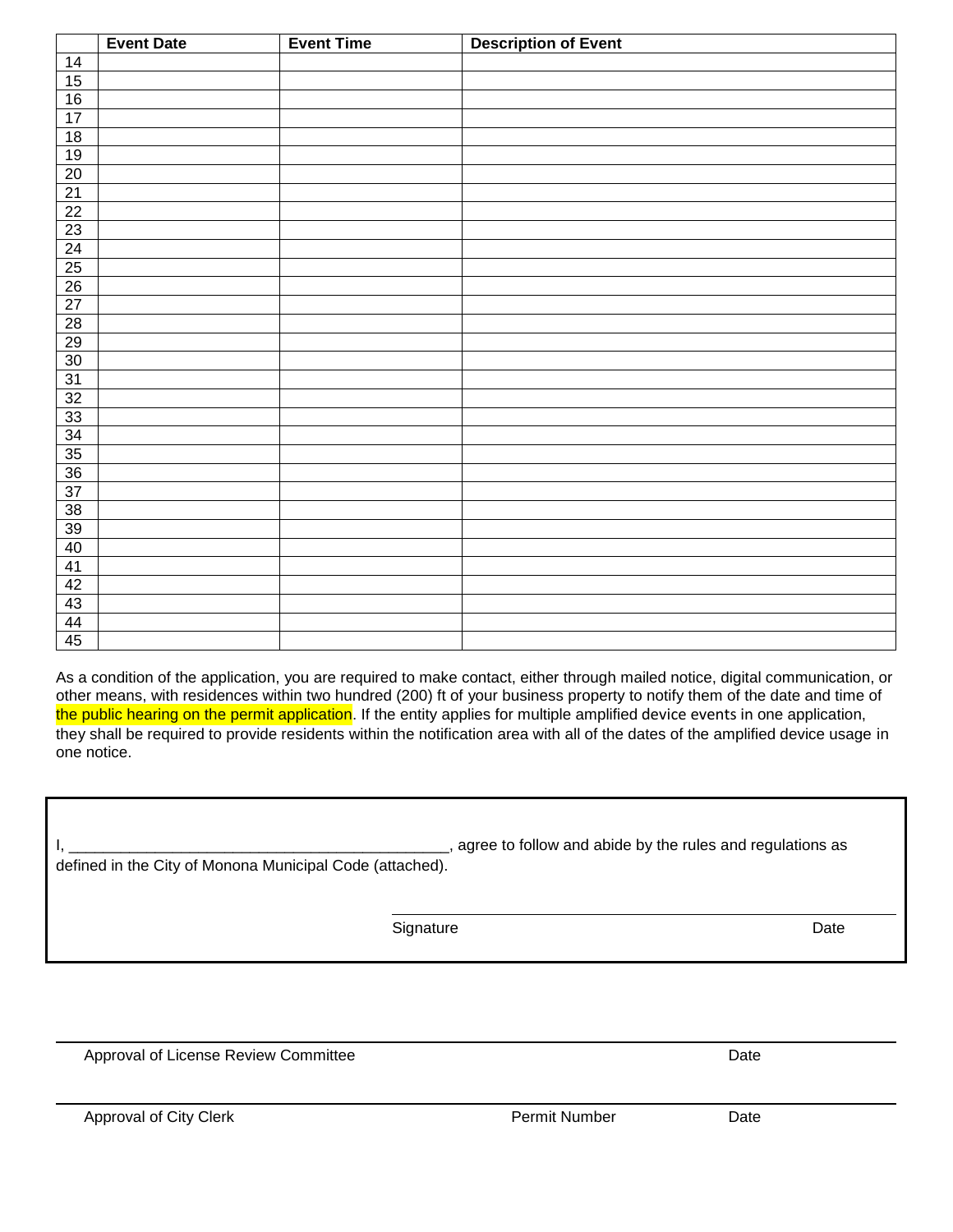| | Event Date | Event Time | Description of Event |
|---|---|---|---|
| 14 | | | |
| 15 | | | |
| 16 | | | |
| 17 | | | |
| 18 | | | |
| 19 | | | |
| 20 | | | |
| 21 | | | |
| 22 | | | |
| 23 | | | |
| 24 | | | |
| 25 | | | |
| 26 | | | |
| 27 | | | |
| 28 | | | |
| 29 | | | |
| 30 | | | |
| 31 | | | |
| 32 | | | |
| 33 | | | |
| 34 | | | |
| 35 | | | |
| 36 | | | |
| 37 | | | |
| 38 | | | |
| 39 | | | |
| 40 | | | |
| 41 | | | |
| 42 | | | |
| 43 | | | |
| 44 | | | |
| 45 | | | |

As a condition of the application, you are required to make contact, either through mailed notice, digital communication, or other means, with residences within two hundred (200) ft of your business property to notify them of the date and time of the public hearing on the permit application. If the entity applies for multiple amplified device events in one application, they shall be required to provide residents within the notification area with all of the dates of the amplified device usage in one notice.

I, ____________________________________________, agree to follow and abide by the rules and regulations as defined in the City of Monona Municipal Code (attached).

Signature Date

Approval of License Review Committee Date

Approval of City Clerk Permit Number Date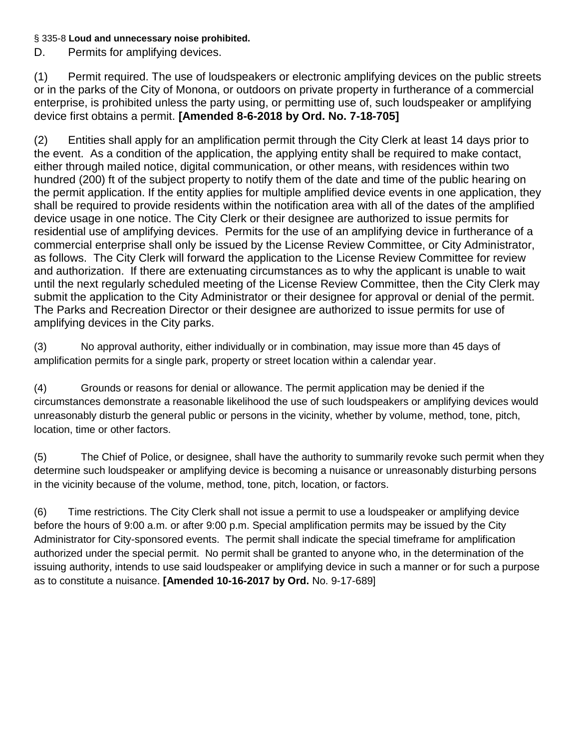§ 335-8 **Loud and unnecessary noise prohibited.**

D. Permits for amplifying devices.

(1) Permit required. The use of loudspeakers or electronic amplifying devices on the public streets or in the parks of the City of Monona, or outdoors on private property in furtherance of a commercial enterprise, is prohibited unless the party using, or permitting use of, such loudspeaker or amplifying device first obtains a permit. **[Amended 8-6-2018 by Ord. No. 7-18-705]**

(2) Entities shall apply for an amplification permit through the City Clerk at least 14 days prior to the event. As a condition of the application, the applying entity shall be required to make contact, either through mailed notice, digital communication, or other means, with residences within two hundred (200) ft of the subject property to notify them of the date and time of the public hearing on the permit application. If the entity applies for multiple amplified device events in one application, they shall be required to provide residents within the notification area with all of the dates of the amplified device usage in one notice. The City Clerk or their designee are authorized to issue permits for residential use of amplifying devices. Permits for the use of an amplifying device in furtherance of a commercial enterprise shall only be issued by the License Review Committee, or City Administrator, as follows. The City Clerk will forward the application to the License Review Committee for review and authorization. If there are extenuating circumstances as to why the applicant is unable to wait until the next regularly scheduled meeting of the License Review Committee, then the City Clerk may submit the application to the City Administrator or their designee for approval or denial of the permit. The Parks and Recreation Director or their designee are authorized to issue permits for use of amplifying devices in the City parks.

(3) No approval authority, either individually or in combination, may issue more than 45 days of amplification permits for a single park, property or street location within a calendar year.

(4) Grounds or reasons for denial or allowance. The permit application may be denied if the circumstances demonstrate a reasonable likelihood the use of such loudspeakers or amplifying devices would unreasonably disturb the general public or persons in the vicinity, whether by volume, method, tone, pitch, location, time or other factors.

(5) The Chief of Police, or designee, shall have the authority to summarily revoke such permit when they determine such loudspeaker or amplifying device is becoming a nuisance or unreasonably disturbing persons in the vicinity because of the volume, method, tone, pitch, location, or factors.

(6) Time restrictions. The City Clerk shall not issue a permit to use a loudspeaker or amplifying device before the hours of 9:00 a.m. or after 9:00 p.m. Special amplification permits may be issued by the City Administrator for City-sponsored events. The permit shall indicate the special timeframe for amplification authorized under the special permit. No permit shall be granted to anyone who, in the determination of the issuing authority, intends to use said loudspeaker or amplifying device in such a manner or for such a purpose as to constitute a nuisance. **[Amended 10-16-2017 by Ord.** No. 9-17-689]